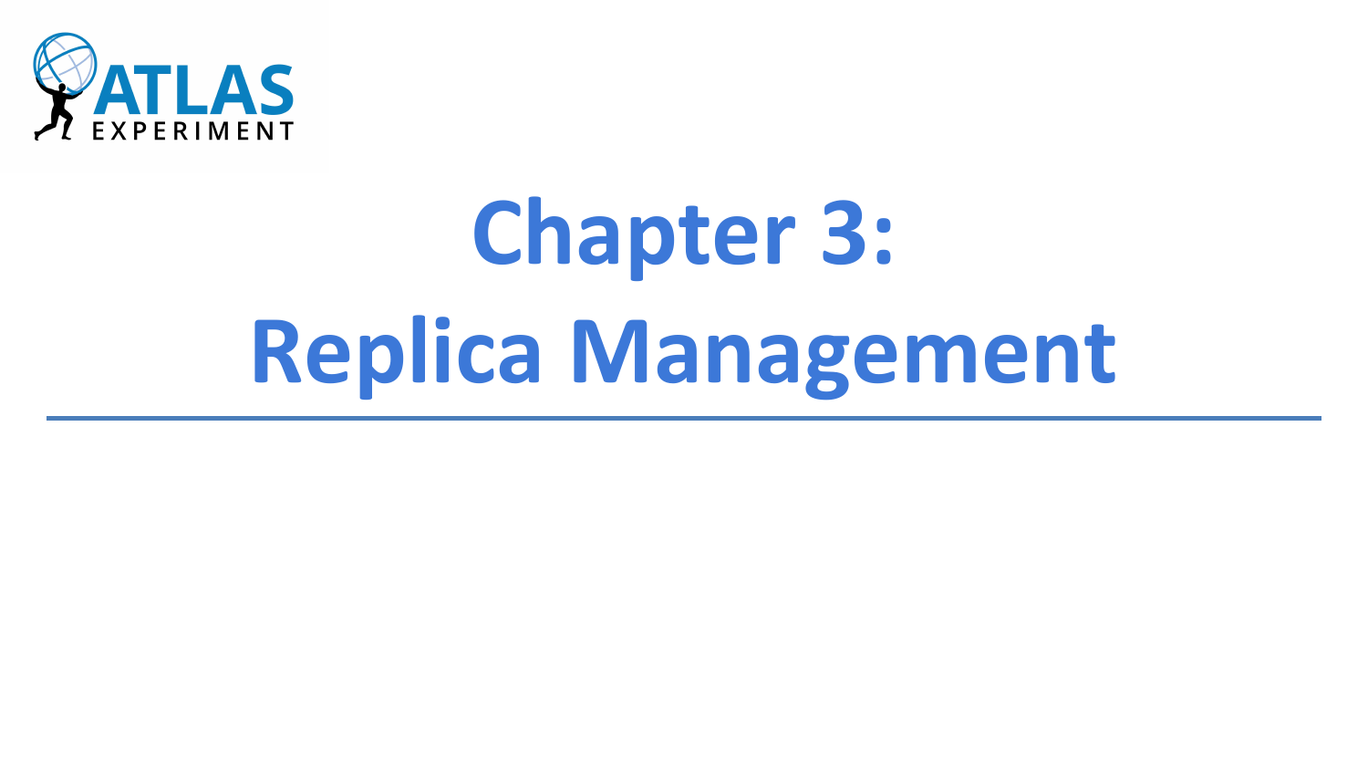# Chapter 3: Replica Management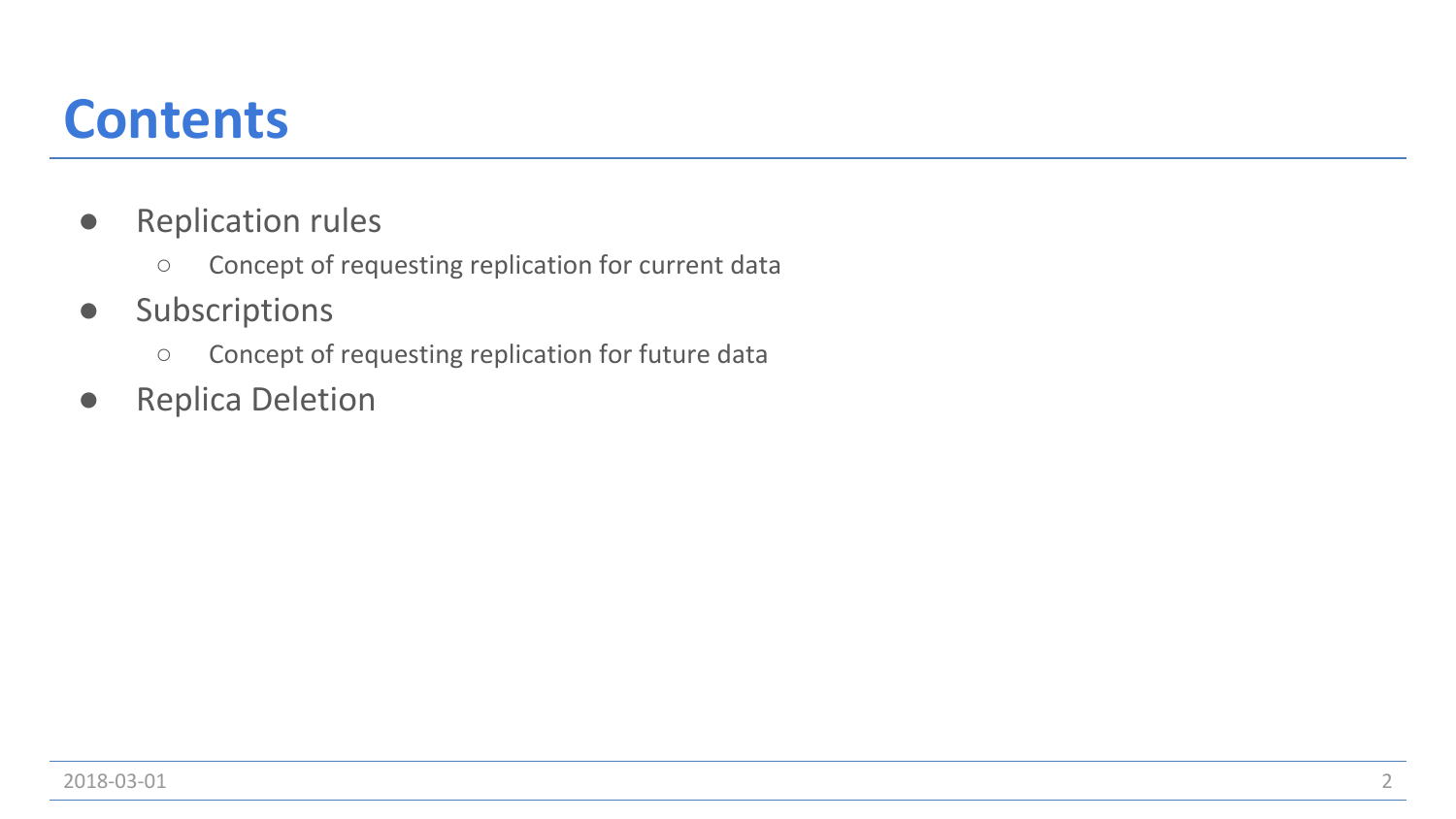# Contents

- Replication rules
  - Concept of requesting replication for current data
- Subscriptions
  - Concept of requesting replication for future data
- Replica Deletion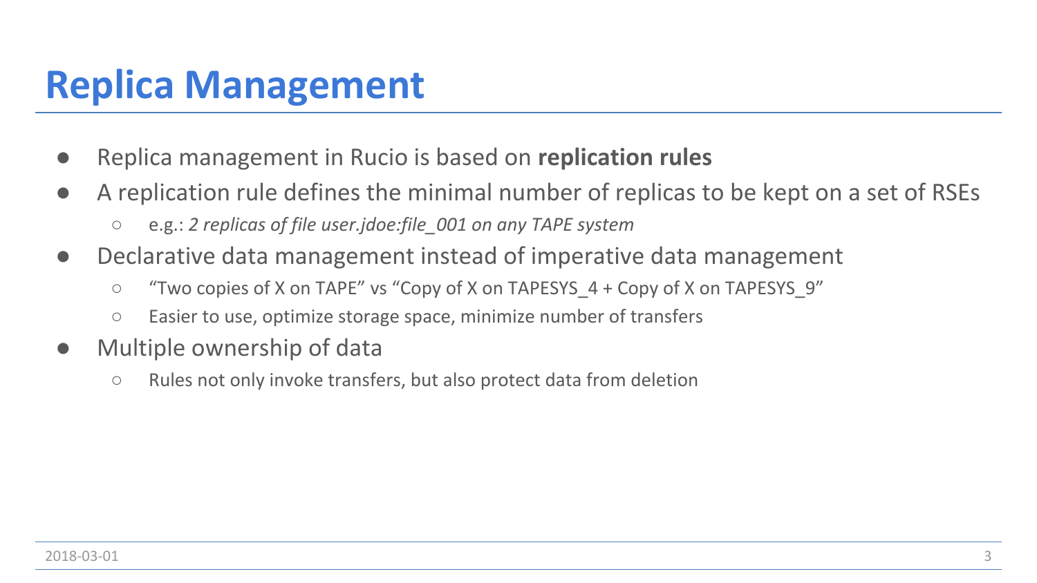# Replica Management

- Replica management in Rucio is based on **replication rules**
- A replication rule defines the minimal number of replicas to be kept on a set of RSEs
  - e.g.: *2 replicas of file user.jdoe:file_001 on any TAPE system*
- Declarative data management instead of imperative data management
  - "Two copies of X on TAPE" vs "Copy of X on TAPESYS_4 + Copy of X on TAPESYS_9"
  - Easier to use, optimize storage space, minimize number of transfers
- Multiple ownership of data
  - Rules not only invoke transfers, but also protect data from deletion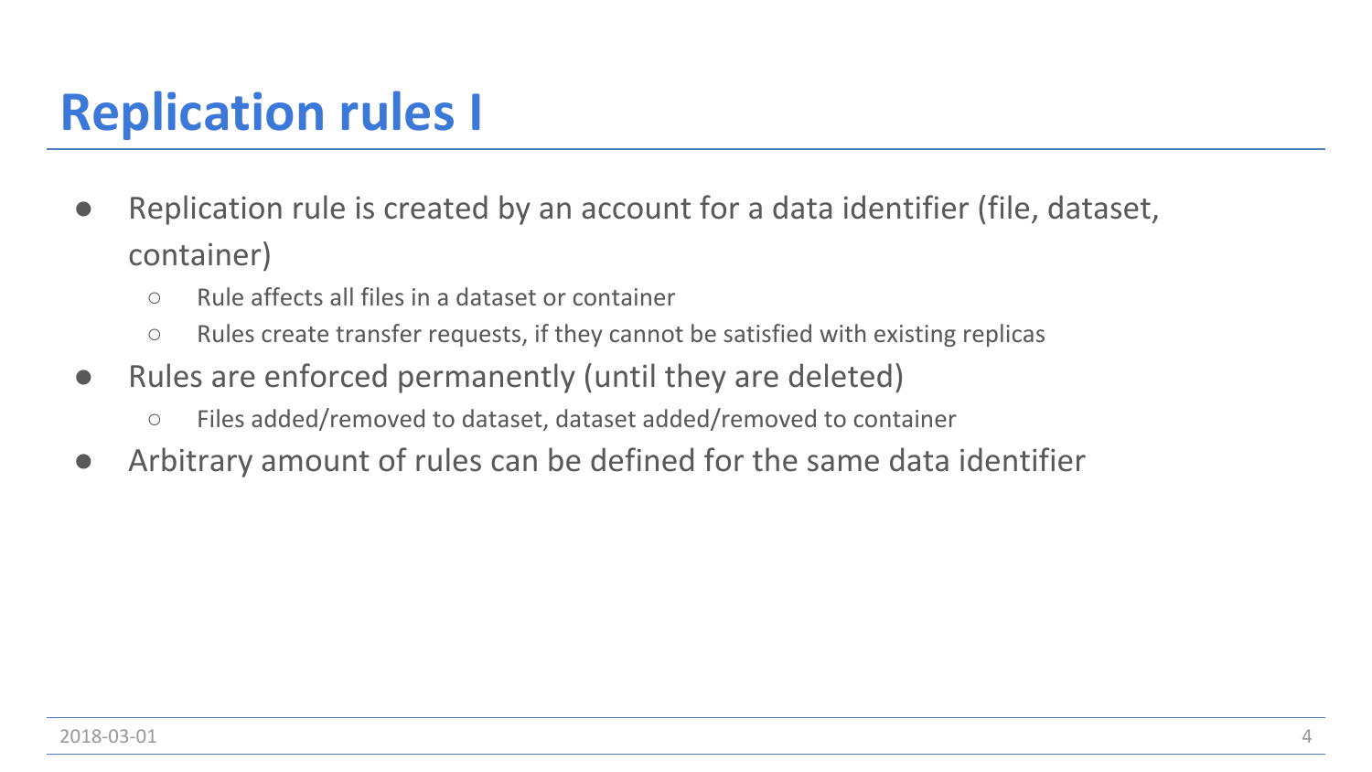# Replication rules I

- Replication rule is created by an account for a data identifier (file, dataset, container)
  - Rule affects all files in a dataset or container
  - Rules create transfer requests, if they cannot be satisfied with existing replicas
- Rules are enforced permanently (until they are deleted)
  - Files added/removed to dataset, dataset added/removed to container
- Arbitrary amount of rules can be defined for the same data identifier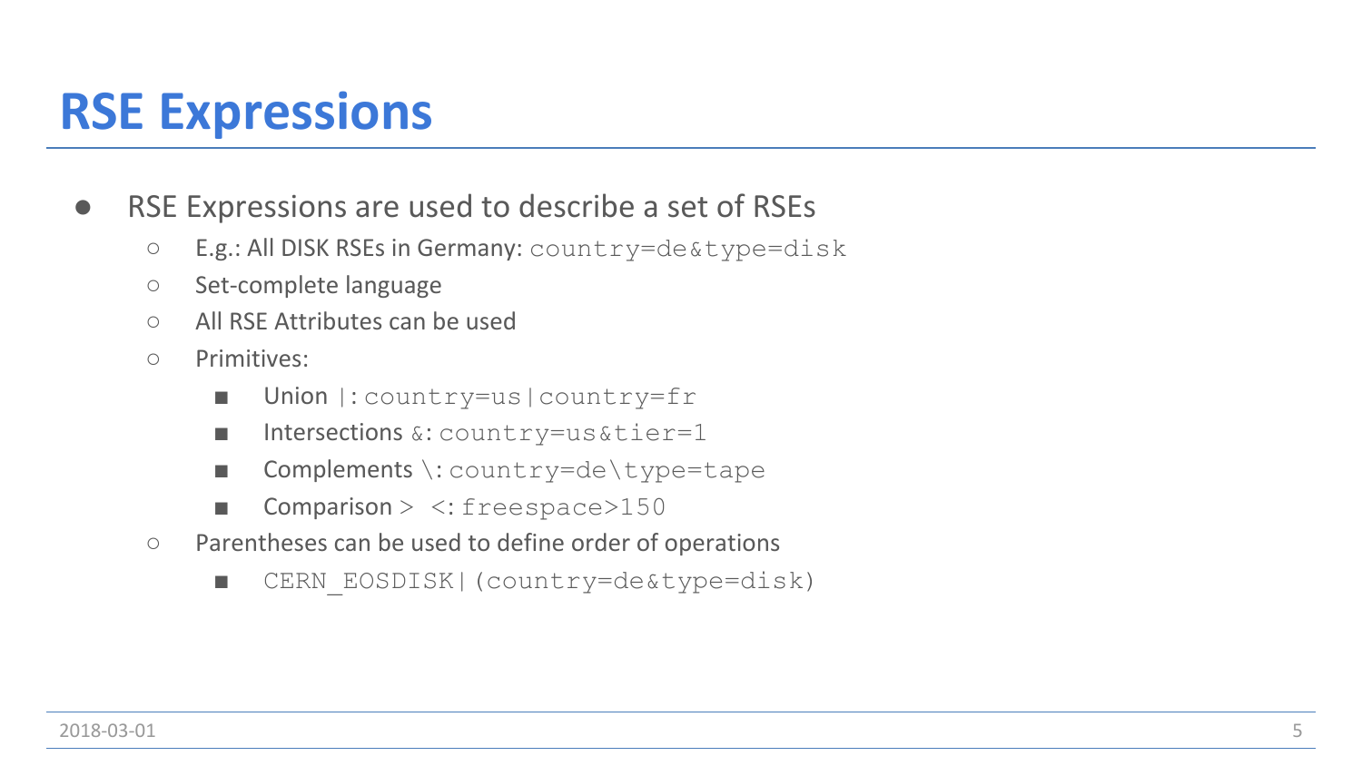# RSE Expressions

- RSE Expressions are used to describe a set of RSEs
  - E.g.: All DISK RSEs in Germany: `country=de&type=disk`
  - Set-complete language
  - All RSE Attributes can be used
  - Primitives:
    - Union `|`: `country=us|country=fr`
    - Intersections `&`: `country=us&tier=1`
    - Complements `\`: `country=de\type=tape`
    - Comparison `>` `<`: `freespace>150`
  - Parentheses can be used to define order of operations
    - `CERN_EOSDISK|(country=de&type=disk)`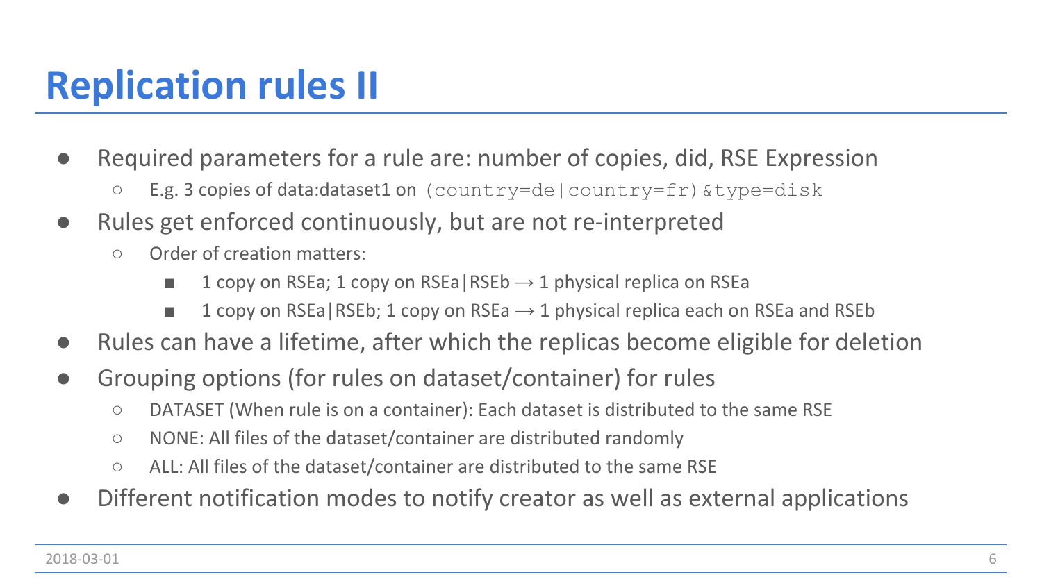# Replication rules II

- Required parameters for a rule are: number of copies, did, RSE Expression
  - E.g. 3 copies of data:dataset1 on `(country=de|country=fr)&type=disk`
- Rules get enforced continuously, but are not re-interpreted
  - Order of creation matters:
    - 1 copy on RSEa; 1 copy on RSEa|RSEb → 1 physical replica on RSEa
    - 1 copy on RSEa|RSEb; 1 copy on RSEa → 1 physical replica each on RSEa and RSEb
- Rules can have a lifetime, after which the replicas become eligible for deletion
- Grouping options (for rules on dataset/container) for rules
  - DATASET (When rule is on a container): Each dataset is distributed to the same RSE
  - NONE: All files of the dataset/container are distributed randomly
  - ALL: All files of the dataset/container are distributed to the same RSE
- Different notification modes to notify creator as well as external applications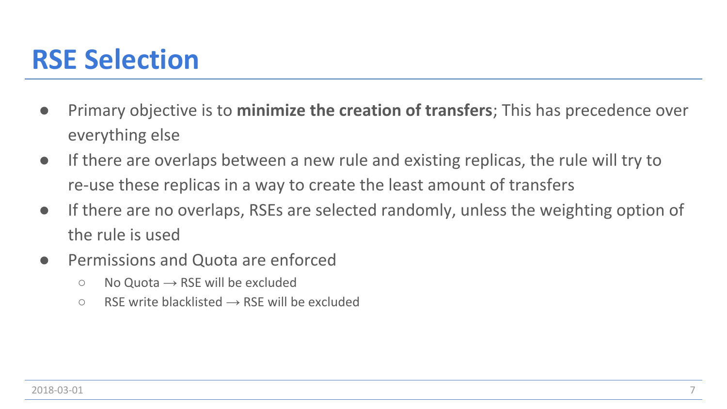# RSE Selection

- Primary objective is to **minimize the creation of transfers**; This has precedence over everything else
- If there are overlaps between a new rule and existing replicas, the rule will try to re-use these replicas in a way to create the least amount of transfers
- If there are no overlaps, RSEs are selected randomly, unless the weighting option of the rule is used
- Permissions and Quota are enforced
  - No Quota → RSE will be excluded
  - RSE write blacklisted → RSE will be excluded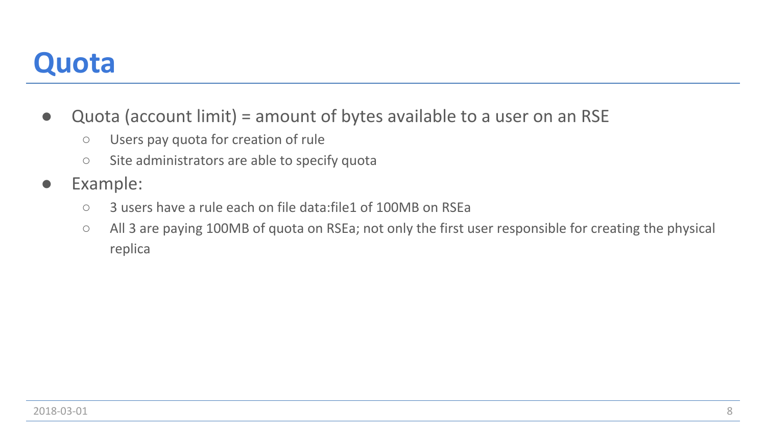# Quota

- Quota (account limit) = amount of bytes available to a user on an RSE
  - Users pay quota for creation of rule
  - Site administrators are able to specify quota
- Example:
  - 3 users have a rule each on file data:file1 of 100MB on RSEa
  - All 3 are paying 100MB of quota on RSEa; not only the first user responsible for creating the physical replica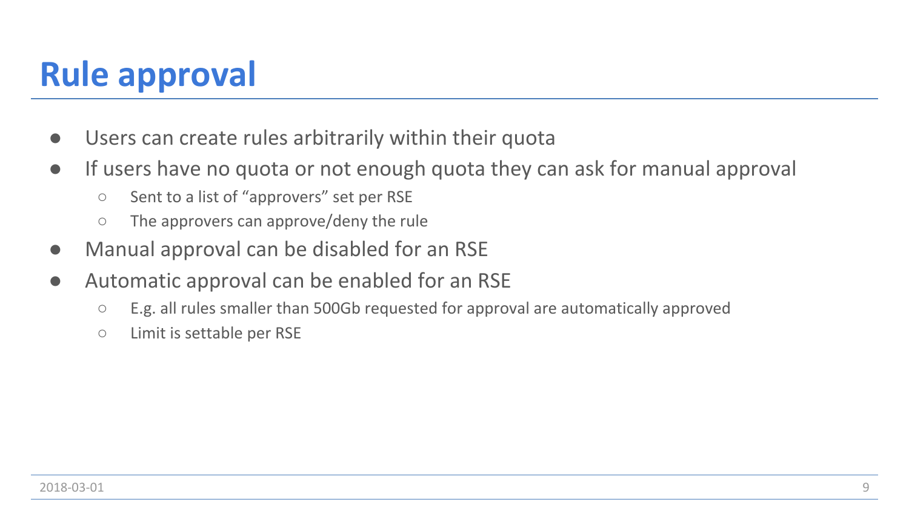# Rule approval

- Users can create rules arbitrarily within their quota
- If users have no quota or not enough quota they can ask for manual approval
  - Sent to a list of “approvers” set per RSE
  - The approvers can approve/deny the rule
- Manual approval can be disabled for an RSE
- Automatic approval can be enabled for an RSE
  - E.g. all rules smaller than 500Gb requested for approval are automatically approved
  - Limit is settable per RSE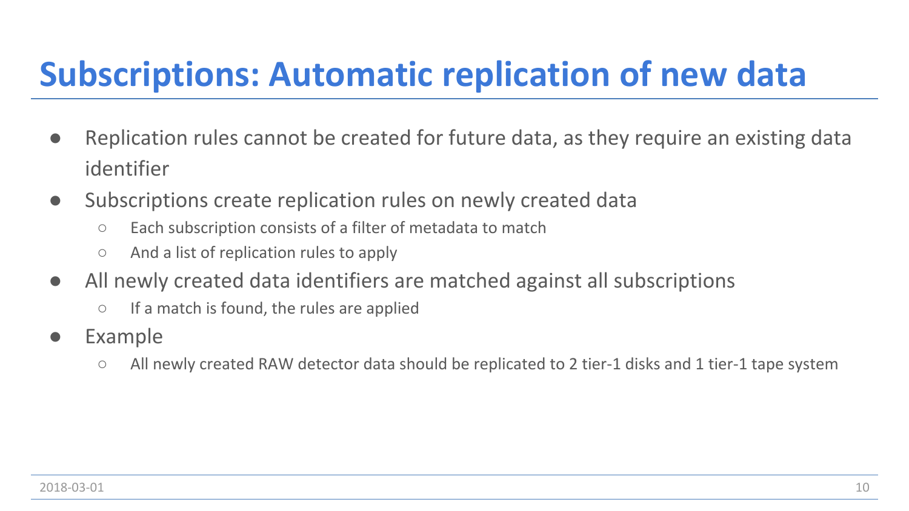# Subscriptions: Automatic replication of new data

- Replication rules cannot be created for future data, as they require an existing data identifier
- Subscriptions create replication rules on newly created data
  - Each subscription consists of a filter of metadata to match
  - And a list of replication rules to apply
- All newly created data identifiers are matched against all subscriptions
  - If a match is found, the rules are applied
- Example
  - All newly created RAW detector data should be replicated to 2 tier-1 disks and 1 tier-1 tape system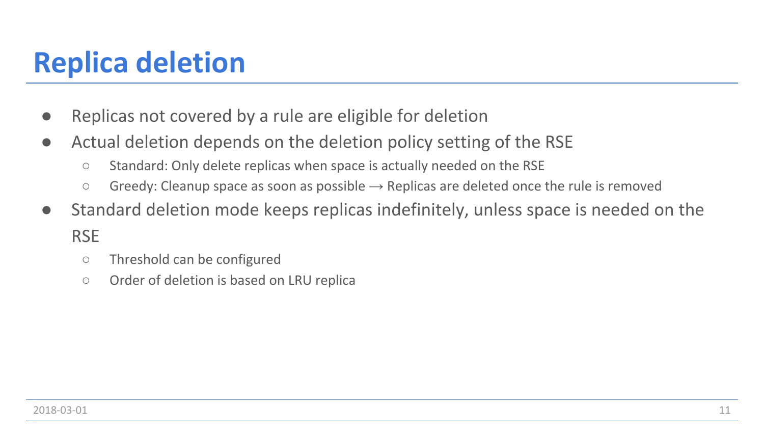# Replica deletion

- Replicas not covered by a rule are eligible for deletion
- Actual deletion depends on the deletion policy setting of the RSE
  - Standard: Only delete replicas when space is actually needed on the RSE
  - Greedy: Cleanup space as soon as possible → Replicas are deleted once the rule is removed
- Standard deletion mode keeps replicas indefinitely, unless space is needed on the RSE
  - Threshold can be configured
  - Order of deletion is based on LRU replica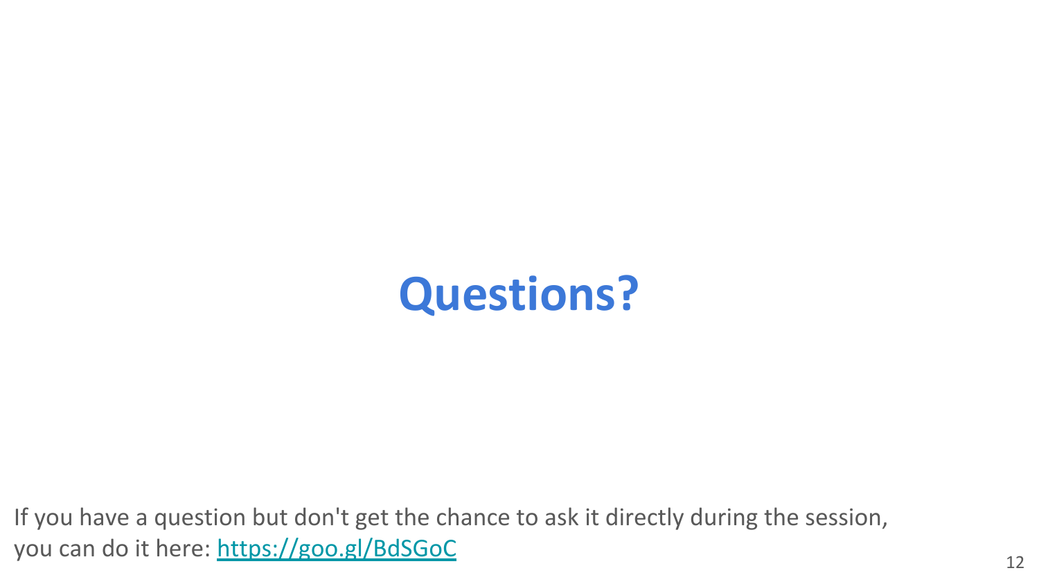# Questions?

If you have a question but don't get the chance to ask it directly during the session, you can do it here: [https://goo.gl/BdSGoC](https://goo.gl/BdSGoC)